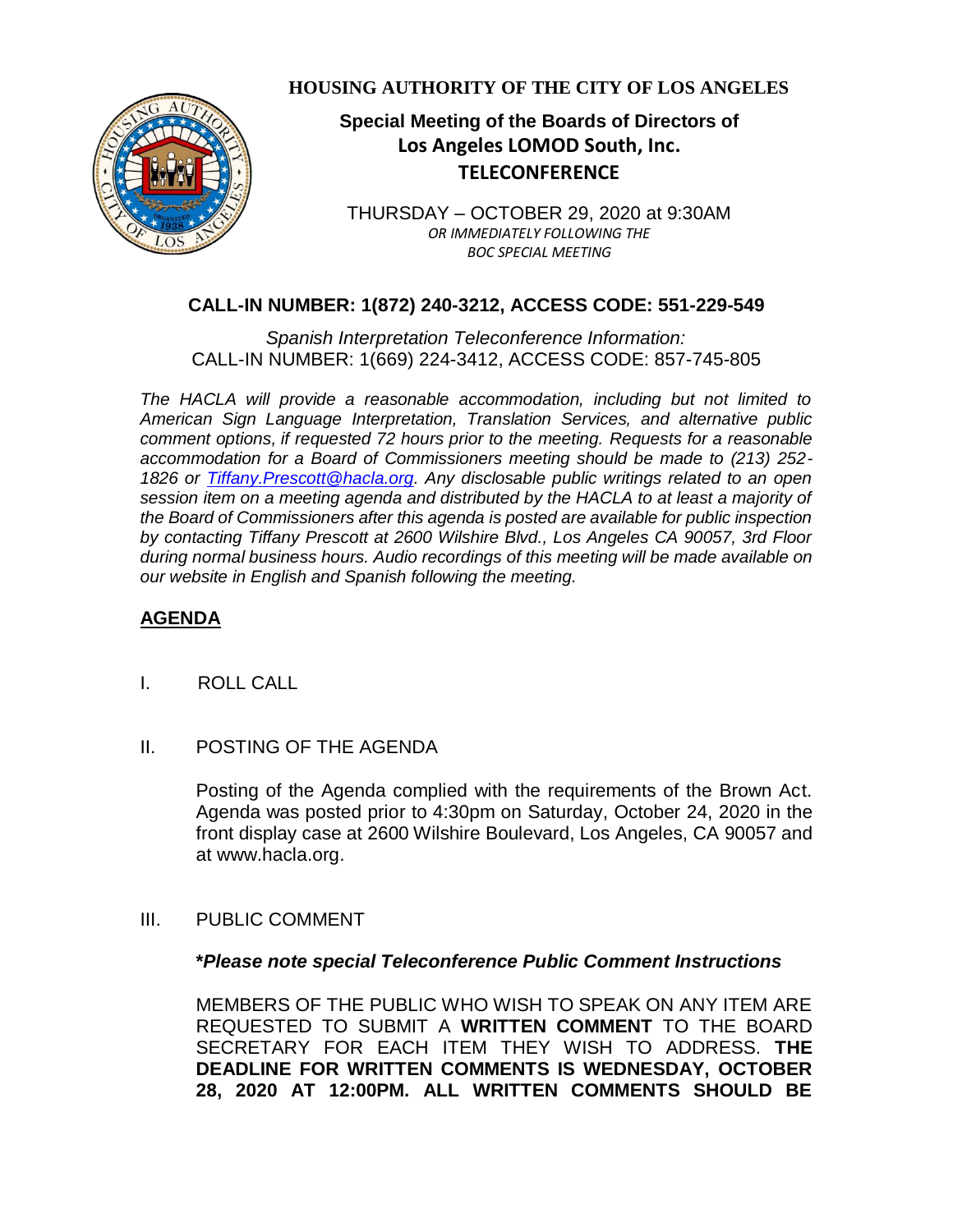**HOUSING AUTHORITY OF THE CITY OF LOS ANGELES**

# Special Meeting of the Boards of Directors of Los Angeles LOMOD South, Inc. TELECONFERENCE

THURSDAY – OCTOBER 29, 2020 at 9:30AM
*OR IMMEDIATELY FOLLOWING THE BOC SPECIAL MEETING*

## CALL-IN NUMBER: 1(872) 240-3212, ACCESS CODE: 551-229-549

*Spanish Interpretation Teleconference Information:*
CALL-IN NUMBER: 1(669) 224-3412, ACCESS CODE: 857-745-805

*The HACLA will provide a reasonable accommodation, including but not limited to American Sign Language Interpretation, Translation Services, and alternative public comment options, if requested 72 hours prior to the meeting. Requests for a reasonable accommodation for a Board of Commissioners meeting should be made to (213) 252-1826 or Tiffany.Prescott@hacla.org. Any disclosable public writings related to an open session item on a meeting agenda and distributed by the HACLA to at least a majority of the Board of Commissioners after this agenda is posted are available for public inspection by contacting Tiffany Prescott at 2600 Wilshire Blvd., Los Angeles CA 90057, 3rd Floor during normal business hours. Audio recordings of this meeting will be made available on our website in English and Spanish following the meeting.*

## AGENDA

I. ROLL CALL

II. POSTING OF THE AGENDA

Posting of the Agenda complied with the requirements of the Brown Act. Agenda was posted prior to 4:30pm on Saturday, October 24, 2020 in the front display case at 2600 Wilshire Boulevard, Los Angeles, CA 90057 and at www.hacla.org.

III. PUBLIC COMMENT

***Please note special Teleconference Public Comment Instructions***

MEMBERS OF THE PUBLIC WHO WISH TO SPEAK ON ANY ITEM ARE REQUESTED TO SUBMIT A **WRITTEN COMMENT** TO THE BOARD SECRETARY FOR EACH ITEM THEY WISH TO ADDRESS. **THE DEADLINE FOR WRITTEN COMMENTS IS WEDNESDAY, OCTOBER 28, 2020 AT 12:00PM. ALL WRITTEN COMMENTS SHOULD BE**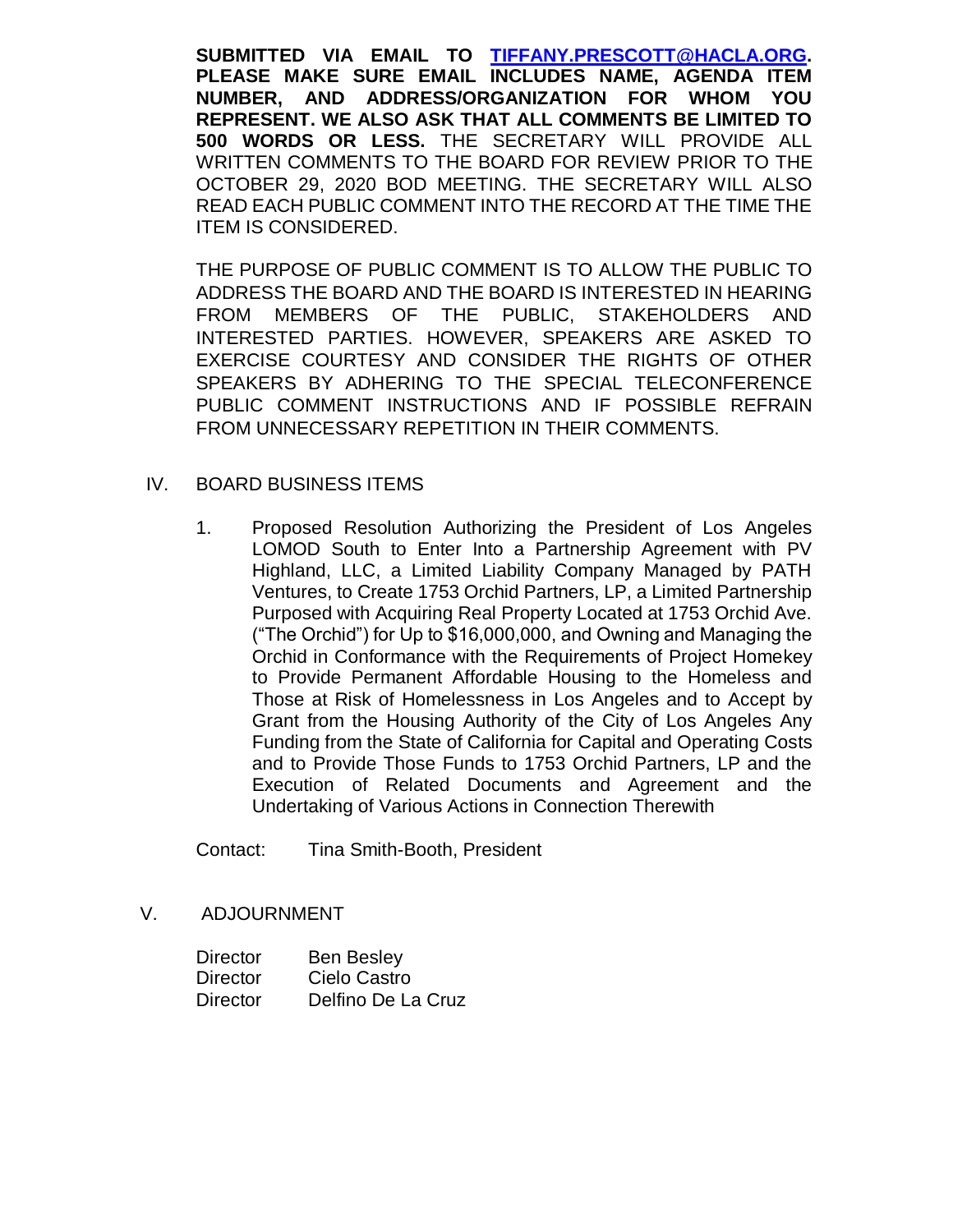**SUBMITTED VIA EMAIL TO [TIFFANY.PRESCOTT@HACLA.ORG](mailto:TIFFANY.PRESCOTT@HACLA.ORG). PLEASE MAKE SURE EMAIL INCLUDES NAME, AGENDA ITEM NUMBER, AND ADDRESS/ORGANIZATION FOR WHOM YOU REPRESENT. WE ALSO ASK THAT ALL COMMENTS BE LIMITED TO 500 WORDS OR LESS.** THE SECRETARY WILL PROVIDE ALL WRITTEN COMMENTS TO THE BOARD FOR REVIEW PRIOR TO THE OCTOBER 29, 2020 BOD MEETING. THE SECRETARY WILL ALSO READ EACH PUBLIC COMMENT INTO THE RECORD AT THE TIME THE ITEM IS CONSIDERED.

THE PURPOSE OF PUBLIC COMMENT IS TO ALLOW THE PUBLIC TO ADDRESS THE BOARD AND THE BOARD IS INTERESTED IN HEARING FROM MEMBERS OF THE PUBLIC, STAKEHOLDERS AND INTERESTED PARTIES. HOWEVER, SPEAKERS ARE ASKED TO EXERCISE COURTESY AND CONSIDER THE RIGHTS OF OTHER SPEAKERS BY ADHERING TO THE SPECIAL TELECONFERENCE PUBLIC COMMENT INSTRUCTIONS AND IF POSSIBLE REFRAIN FROM UNNECESSARY REPETITION IN THEIR COMMENTS.

IV. BOARD BUSINESS ITEMS

1. Proposed Resolution Authorizing the President of Los Angeles LOMOD South to Enter Into a Partnership Agreement with PV Highland, LLC, a Limited Liability Company Managed by PATH Ventures, to Create 1753 Orchid Partners, LP, a Limited Partnership Purposed with Acquiring Real Property Located at 1753 Orchid Ave. ("The Orchid") for Up to $16,000,000, and Owning and Managing the Orchid in Conformance with the Requirements of Project Homekey to Provide Permanent Affordable Housing to the Homeless and Those at Risk of Homelessness in Los Angeles and to Accept by Grant from the Housing Authority of the City of Los Angeles Any Funding from the State of California for Capital and Operating Costs and to Provide Those Funds to 1753 Orchid Partners, LP and the Execution of Related Documents and Agreement and the Undertaking of Various Actions in Connection Therewith

Contact: Tina Smith-Booth, President

V. ADJOURNMENT

Director Ben Besley
Director Cielo Castro
Director Delfino De La Cruz